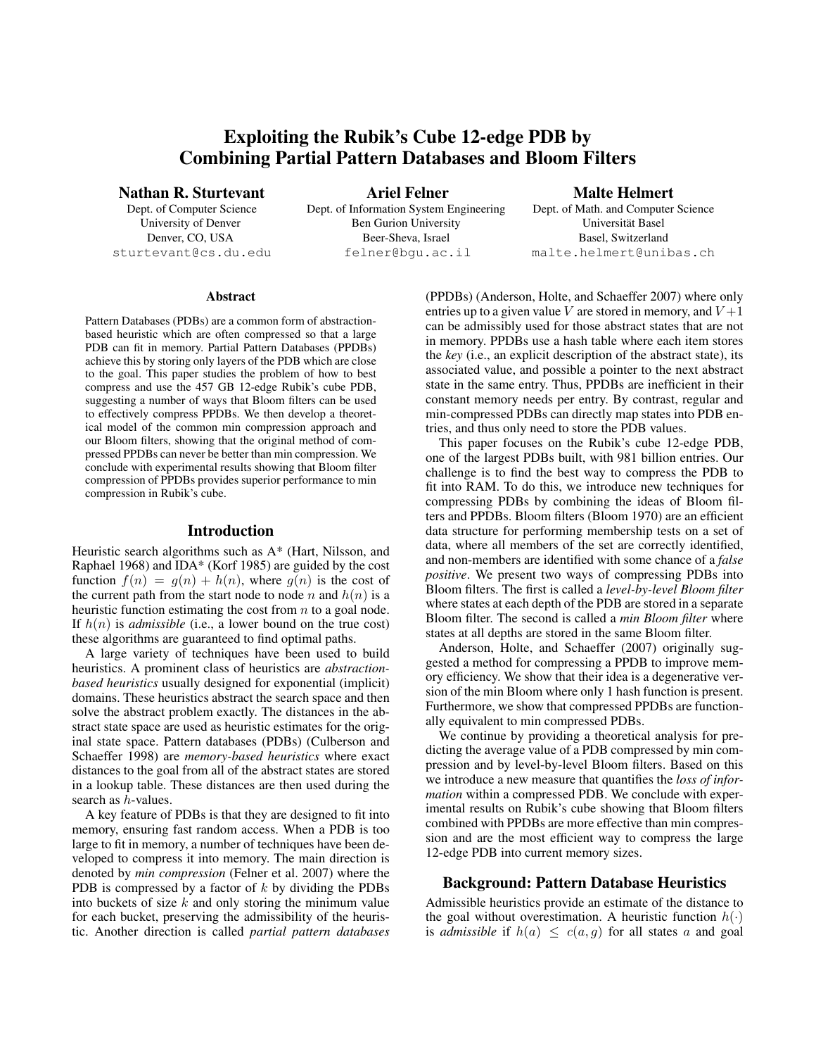# Exploiting the Rubik's Cube 12-edge PDB by Combining Partial Pattern Databases and Bloom Filters

**Nathan R. Sturtevant**
Dept. of Computer Science
University of Denver
Denver, CO, USA
sturtevant@cs.du.edu

**Ariel Felner**
Dept. of Information System Engineering
Ben Gurion University
Beer-Sheva, Israel
felner@bgu.ac.il

**Malte Helmert**
Dept. of Math. and Computer Science
Universität Basel
Basel, Switzerland
malte.helmert@unibas.ch

### Abstract

Pattern Databases (PDBs) are a common form of abstraction-based heuristic which are often compressed so that a large PDB can fit in memory. Partial Pattern Databases (PPDBs) achieve this by storing only layers of the PDB which are close to the goal. This paper studies the problem of how to best compress and use the 457 GB 12-edge Rubik's cube PDB, suggesting a number of ways that Bloom filters can be used to effectively compress PPDBs. We then develop a theoretical model of the common min compression approach and our Bloom filters, showing that the original method of compressed PPDBs can never be better than min compression. We conclude with experimental results showing that Bloom filter compression of PPDBs provides superior performance to min compression in Rubik's cube.

## Introduction

Heuristic search algorithms such as A* (Hart, Nilsson, and Raphael 1968) and IDA* (Korf 1985) are guided by the cost function $f(n) = g(n) + h(n)$, where $g(n)$ is the cost of the current path from the start node to node $n$ and $h(n)$ is a heuristic function estimating the cost from $n$ to a goal node. If $h(n)$ is *admissible* (i.e., a lower bound on the true cost) these algorithms are guaranteed to find optimal paths.

A large variety of techniques have been used to build heuristics. A prominent class of heuristics are *abstraction-based heuristics* usually designed for exponential (implicit) domains. These heuristics abstract the search space and then solve the abstract problem exactly. The distances in the abstract state space are used as heuristic estimates for the original state space. Pattern databases (PDBs) (Culberson and Schaeffer 1998) are *memory-based heuristics* where exact distances to the goal from all of the abstract states are stored in a lookup table. These distances are then used during the search as $h$-values.

A key feature of PDBs is that they are designed to fit into memory, ensuring fast random access. When a PDB is too large to fit in memory, a number of techniques have been developed to compress it into memory. The main direction is denoted by *min compression* (Felner et al. 2007) where the PDB is compressed by a factor of $k$ by dividing the PDBs into buckets of size $k$ and only storing the minimum value for each bucket, preserving the admissibility of the heuristic. Another direction is called *partial pattern databases* (PPDBs) (Anderson, Holte, and Schaeffer 2007) where only entries up to a given value $V$ are stored in memory, and $V+1$ can be admissibly used for those abstract states that are not in memory. PPDBs use a hash table where each item stores the *key* (i.e., an explicit description of the abstract state), its associated value, and possible a pointer to the next abstract state in the same entry. Thus, PPDBs are inefficient in their constant memory needs per entry. By contrast, regular and min-compressed PDBs can directly map states into PDB entries, and thus only need to store the PDB values.

This paper focuses on the Rubik's cube 12-edge PDB, one of the largest PDBs built, with 981 billion entries. Our challenge is to find the best way to compress the PDB to fit into RAM. To do this, we introduce new techniques for compressing PDBs by combining the ideas of Bloom filters and PPDBs. Bloom filters (Bloom 1970) are an efficient data structure for performing membership tests on a set of data, where all members of the set are correctly identified, and non-members are identified with some chance of a *false positive*. We present two ways of compressing PPDBs into Bloom filters. The first is called a *level-by-level Bloom filter* where states at each depth of the PDB are stored in a separate Bloom filter. The second is called a *min Bloom filter* where states at all depths are stored in the same Bloom filter.

Anderson, Holte, and Schaeffer (2007) originally suggested a method for compressing a PPDB to improve memory efficiency. We show that their idea is a degenerative version of the min Bloom where only 1 hash function is present. Furthermore, we show that compressed PPDBs are functionally equivalent to min compressed PDBs.

We continue by providing a theoretical analysis for predicting the average value of a PDB compressed by min compression and by level-by-level Bloom filters. Based on this we introduce a new measure that quantifies the *loss of information* within a compressed PDB. We conclude with experimental results on Rubik's cube showing that Bloom filters combined with PPDBs are more effective than min compression and are the most efficient way to compress the large 12-edge PDB into current memory sizes.

## Background: Pattern Database Heuristics

Admissible heuristics provide an estimate of the distance to the goal without overestimation. A heuristic function $h(\cdot)$ is *admissible* if $h(a) \leq c(a, g)$ for all states $a$ and goal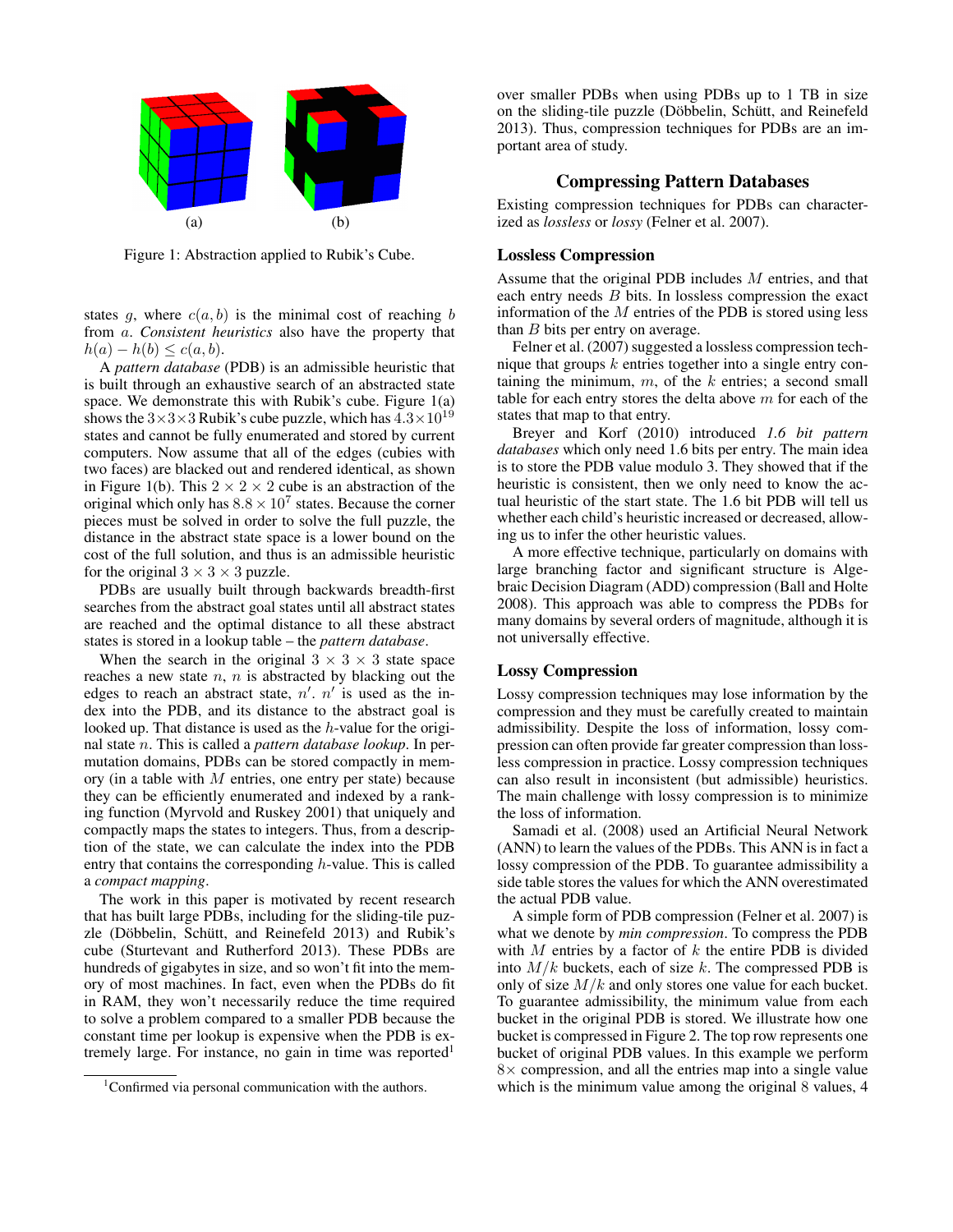(a) (b)

Figure 1: Abstraction applied to Rubik's Cube.

states $g$, where $c(a, b)$ is the minimal cost of reaching $b$ from $a$. *Consistent heuristics* also have the property that $h(a) - h(b) \leq c(a, b)$.

A *pattern database* (PDB) is an admissible heuristic that is built through an exhaustive search of an abstracted state space. We demonstrate this with Rubik's cube. Figure 1(a) shows the $3\times3\times3$ Rubik's cube puzzle, which has $4.3\times10^{19}$ states and cannot be fully enumerated and stored by current computers. Now assume that all of the edges (cubies with two faces) are blacked out and rendered identical, as shown in Figure 1(b). This $2 \times 2 \times 2$ cube is an abstraction of the original which only has $8.8 \times 10^7$ states. Because the corner pieces must be solved in order to solve the full puzzle, the distance in the abstract state space is a lower bound on the cost of the full solution, and thus is an admissible heuristic for the original $3 \times 3 \times 3$ puzzle.

PDBs are usually built through backwards breadth-first searches from the abstract goal states until all abstract states are reached and the optimal distance to all these abstract states is stored in a lookup table – the *pattern database*.

When the search in the original $3 \times 3 \times 3$ state space reaches a new state $n$, $n$ is abstracted by blacking out the edges to reach an abstract state, $n'$. $n'$ is used as the index into the PDB, and its distance to the abstract goal is looked up. That distance is used as the $h$-value for the original state $n$. This is called a *pattern database lookup*. In permutation domains, PDBs can be stored compactly in memory (in a table with $M$ entries, one entry per state) because they can be efficiently enumerated and indexed by a ranking function (Myrvold and Ruskey 2001) that uniquely and compactly maps the states to integers. Thus, from a description of the state, we can calculate the index into the PDB entry that contains the corresponding $h$-value. This is called a *compact mapping*.

The work in this paper is motivated by recent research that has built large PDBs, including for the sliding-tile puzzle (Döbbelin, Schütt, and Reinefeld 2013) and Rubik's cube (Sturtevant and Rutherford 2013). These PDBs are hundreds of gigabytes in size, and so won't fit into the memory of most machines. In fact, even when the PDBs do fit in RAM, they won't necessarily reduce the time required to solve a problem compared to a smaller PDB because the constant time per lookup is expensive when the PDB is extremely large. For instance, no gain in time was reported[1] over smaller PDBs when using PDBs up to 1 TB in size on the sliding-tile puzzle (Döbbelin, Schütt, and Reinefeld 2013). Thus, compression techniques for PDBs are an important area of study.

[1]Confirmed via personal communication with the authors.

## Compressing Pattern Databases

Existing compression techniques for PDBs can characterized as *lossless* or *lossy* (Felner et al. 2007).

### Lossless Compression

Assume that the original PDB includes $M$ entries, and that each entry needs $B$ bits. In lossless compression the exact information of the $M$ entries of the PDB is stored using less than $B$ bits per entry on average.

Felner et al. (2007) suggested a lossless compression technique that groups $k$ entries together into a single entry containing the minimum, $m$, of the $k$ entries; a second small table for each entry stores the delta above $m$ for each of the states that map to that entry.

Breyer and Korf (2010) introduced *1.6 bit pattern databases* which only need 1.6 bits per entry. The main idea is to store the PDB value modulo 3. They showed that if the heuristic is consistent, then we only need to know the actual heuristic of the start state. The 1.6 bit PDB will tell us whether each child's heuristic increased or decreased, allowing us to infer the other heuristic values.

A more effective technique, particularly on domains with large branching factor and significant structure is Algebraic Decision Diagram (ADD) compression (Ball and Holte 2008). This approach was able to compress the PDBs for many domains by several orders of magnitude, although it is not universally effective.

### Lossy Compression

Lossy compression techniques may lose information by the compression and they must be carefully created to maintain admissibility. Despite the loss of information, lossy compression can often provide far greater compression than lossless compression in practice. Lossy compression techniques can also result in inconsistent (but admissible) heuristics. The main challenge with lossy compression is to minimize the loss of information.

Samadi et al. (2008) used an Artificial Neural Network (ANN) to learn the values of the PDBs. This ANN is in fact a lossy compression of the PDB. To guarantee admissibility a side table stores the values for which the ANN overestimated the actual PDB value.

A simple form of PDB compression (Felner et al. 2007) is what we denote by *min compression*. To compress the PDB with $M$ entries by a factor of $k$ the entire PDB is divided into $M/k$ buckets, each of size $k$. The compressed PDB is only of size $M/k$ and only stores one value for each bucket. To guarantee admissibility, the minimum value from each bucket in the original PDB is stored. We illustrate how one bucket is compressed in Figure 2. The top row represents one bucket of original PDB values. In this example we perform $8\times$ compression, and all the entries map into a single value which is the minimum value among the original $8$ values, 4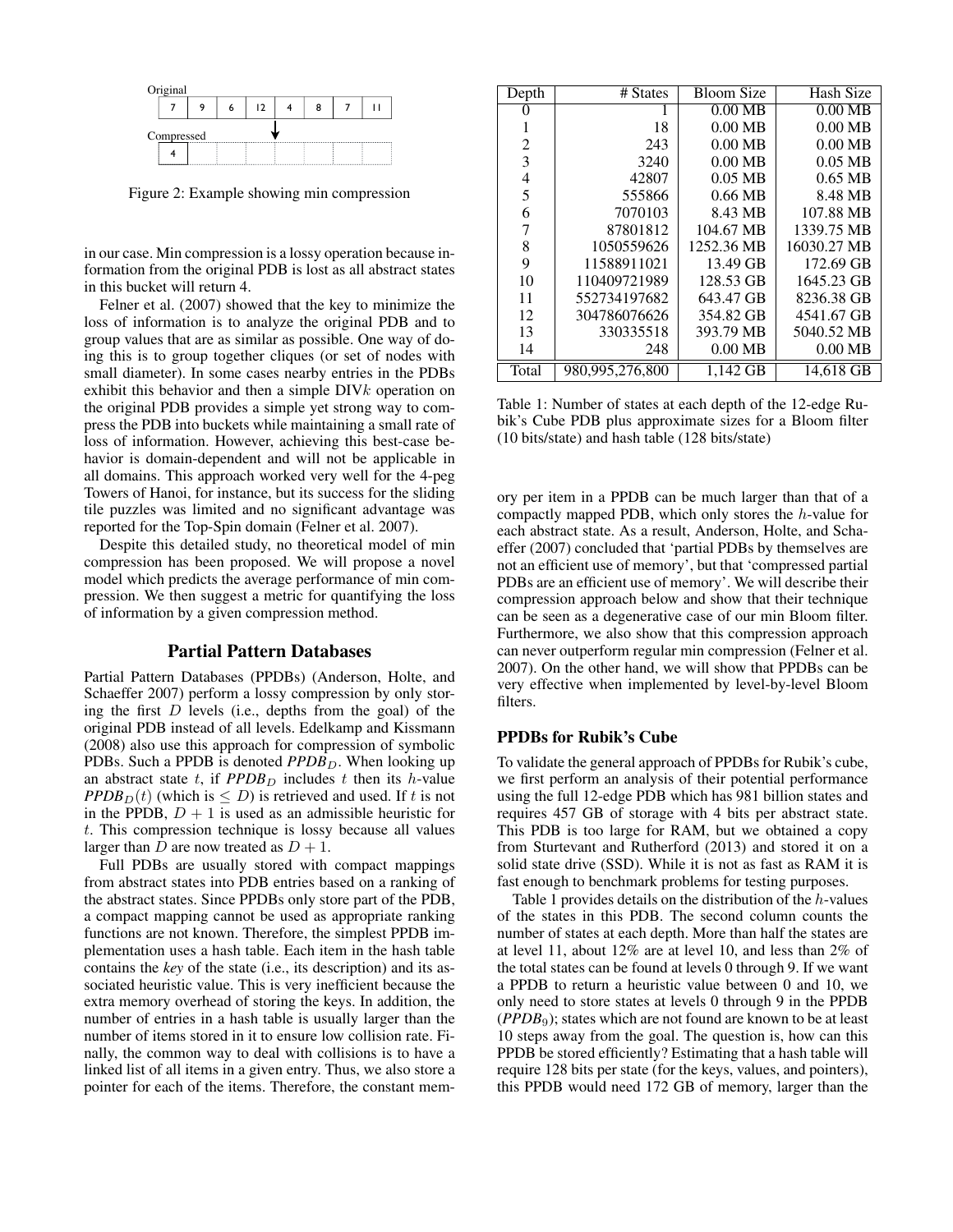| Original | | | | | | | |
|---|---|---|---|---|---|---|---|
| 7 | 9 | 6 | 12 | 4 | 8 | 7 | 11 |

| Compressed | | | | | | | |
|---|---|---|---|---|---|---|---|
| 4 | | | | | | | |

Figure 2: Example showing min compression

in our case. Min compression is a lossy operation because information from the original PDB is lost as all abstract states in this bucket will return 4.

Felner et al. (2007) showed that the key to minimize the loss of information is to analyze the original PDB and to group values that are as similar as possible. One way of doing this is to group together cliques (or set of nodes with small diameter). In some cases nearby entries in the PDBs exhibit this behavior and then a simple DIV$k$ operation on the original PDB provides a simple yet strong way to compress the PDB into buckets while maintaining a small rate of loss of information. However, achieving this best-case behavior is domain-dependent and will not be applicable in all domains. This approach worked very well for the 4-peg Towers of Hanoi, for instance, but its success for the sliding tile puzzles was limited and no significant advantage was reported for the Top-Spin domain (Felner et al. 2007).

Despite this detailed study, no theoretical model of min compression has been proposed. We will propose a novel model which predicts the average performance of min compression. We then suggest a metric for quantifying the loss of information by a given compression method.

## Partial Pattern Databases

Partial Pattern Databases (PPDBs) (Anderson, Holte, and Schaeffer 2007) perform a lossy compression by only storing the first $D$ levels (i.e., depths from the goal) of the original PDB instead of all levels. Edelkamp and Kissmann (2008) also use this approach for compression of symbolic PDBs. Such a PPDB is denoted $PPDB_D$. When looking up an abstract state $t$, if $PPDB_D$ includes $t$ then its $h$-value $PPDB_D(t)$ (which is $\leq D$) is retrieved and used. If $t$ is not in the PPDB, $D+1$ is used as an admissible heuristic for $t$. This compression technique is lossy because all values larger than $D$ are now treated as $D+1$.

Full PDBs are usually stored with compact mappings from abstract states into PDB entries based on a ranking of the abstract states. Since PPDBs only store part of the PDB, a compact mapping cannot be used as appropriate ranking functions are not known. Therefore, the simplest PPDB implementation uses a hash table. Each item in the hash table contains the *key* of the state (i.e., its description) and its associated heuristic value. This is very inefficient because the extra memory overhead of storing the keys. In addition, the number of entries in a hash table is usually larger than the number of items stored in it to ensure low collision rate. Finally, the common way to deal with collisions is to have a linked list of all items in a given entry. Thus, we also store a pointer for each of the items. Therefore, the constant memory per item in a PPDB can be much larger than that of a compactly mapped PDB, which only stores the $h$-value for each abstract state. As a result, Anderson, Holte, and Schaeffer (2007) concluded that 'partial PDBs by themselves are not an efficient use of memory', but that 'compressed partial PDBs are an efficient use of memory'. We will describe their compression approach below and show that their technique can be seen as a degenerative case of our min Bloom filter. Furthermore, we also show that this compression approach can never outperform regular min compression (Felner et al. 2007). On the other hand, we will show that PPDBs can be very effective when implemented by level-by-level Bloom filters.

| Depth | # States | Bloom Size | Hash Size |
|---|---|---|---|
| 0 | 1 | 0.00 MB | 0.00 MB |
| 1 | 18 | 0.00 MB | 0.00 MB |
| 2 | 243 | 0.00 MB | 0.00 MB |
| 3 | 3240 | 0.00 MB | 0.05 MB |
| 4 | 42807 | 0.05 MB | 0.65 MB |
| 5 | 555866 | 0.66 MB | 8.48 MB |
| 6 | 7070103 | 8.43 MB | 107.88 MB |
| 7 | 87801812 | 104.67 MB | 1339.75 MB |
| 8 | 1050559626 | 1252.36 MB | 16030.27 MB |
| 9 | 11588911021 | 13.49 GB | 172.69 GB |
| 10 | 110409721989 | 128.53 GB | 1645.23 GB |
| 11 | 552734197682 | 643.47 GB | 8236.38 GB |
| 12 | 304786076626 | 354.82 GB | 4541.67 GB |
| 13 | 330335518 | 393.79 MB | 5040.52 MB |
| 14 | 248 | 0.00 MB | 0.00 MB |
| Total | 980,995,276,800 | 1,142 GB | 14,618 GB |

Table 1: Number of states at each depth of the 12-edge Rubik's Cube PDB plus approximate sizes for a Bloom filter (10 bits/state) and hash table (128 bits/state)

### PPDBs for Rubik's Cube

To validate the general approach of PPDBs for Rubik's cube, we first perform an analysis of their potential performance using the full 12-edge PDB which has 981 billion states and requires 457 GB of storage with 4 bits per abstract state. This PDB is too large for RAM, but we obtained a copy from Sturtevant and Rutherford (2013) and stored it on a solid state drive (SSD). While it is not as fast as RAM it is fast enough to benchmark problems for testing purposes.

Table 1 provides details on the distribution of the $h$-values of the states in this PDB. The second column counts the number of states at each depth. More than half the states are at level 11, about 12% are at level 10, and less than 2% of the total states can be found at levels 0 through 9. If we want a PPDB to return a heuristic value between 0 and 10, we only need to store states at levels 0 through 9 in the PPDB ($PPDB_9$); states which are not found are known to be at least 10 steps away from the goal. The question is, how can this PPDB be stored efficiently? Estimating that a hash table will require 128 bits per state (for the keys, values, and pointers), this PPDB would need 172 GB of memory, larger than the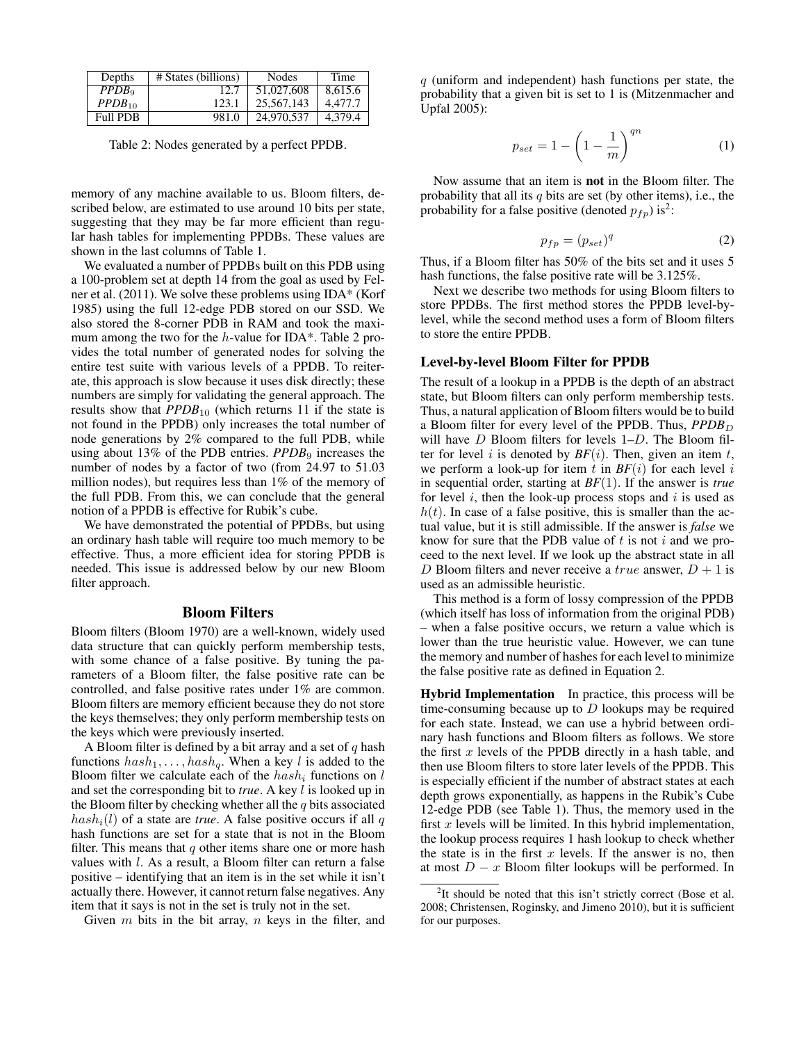| Depths | # States (billions) | Nodes | Time |
|---|---|---|---|
| $PPDB_9$ | 12.7 | 51,027,608 | 8,615.6 |
| $PPDB_{10}$ | 123.1 | 25,567,143 | 4,477.7 |
| Full PDB | 981.0 | 24,970,537 | 4,379.4 |

Table 2: Nodes generated by a perfect PPDB.

memory of any machine available to us. Bloom filters, described below, are estimated to use around 10 bits per state, suggesting that they may be far more efficient than regular hash tables for implementing PPDBs. These values are shown in the last columns of Table 1.

We evaluated a number of PPDBs built on this PDB using a 100-problem set at depth 14 from the goal as used by Felner et al. (2011). We solve these problems using IDA* (Korf 1985) using the full 12-edge PDB stored on our SSD. We also stored the 8-corner PDB in RAM and took the maximum among the two for the $h$-value for IDA*. Table 2 provides the total number of generated nodes for solving the entire test suite with various levels of a PPDB. To reiterate, this approach is slow because it uses disk directly; these numbers are simply for validating the general approach. The results show that $PPDB_{10}$ (which returns 11 if the state is not found in the PPDB) only increases the total number of node generations by 2% compared to the full PDB, while using about 13% of the PDB entries. $PPDB_9$ increases the number of nodes by a factor of two (from 24.97 to 51.03 million nodes), but requires less than 1% of the memory of the full PDB. From this, we can conclude that the general notion of a PPDB is effective for Rubik's cube.

We have demonstrated the potential of PPDBs, but using an ordinary hash table will require too much memory to be effective. Thus, a more efficient idea for storing PPDB is needed. This issue is addressed below by our new Bloom filter approach.

## Bloom Filters

Bloom filters (Bloom 1970) are a well-known, widely used data structure that can quickly perform membership tests, with some chance of a false positive. By tuning the parameters of a Bloom filter, the false positive rate can be controlled, and false positive rates under 1% are common. Bloom filters are memory efficient because they do not store the keys themselves; they only perform membership tests on the keys which were previously inserted.

A Bloom filter is defined by a bit array and a set of $q$ hash functions $hash_1, \ldots, hash_q$. When a key $l$ is added to the Bloom filter we calculate each of the $hash_i$ functions on $l$ and set the corresponding bit to *true*. A key $l$ is looked up in the Bloom filter by checking whether all the $q$ bits associated $hash_i(l)$ of a state are *true*. A false positive occurs if all $q$ hash functions are set for a state that is not in the Bloom filter. This means that $q$ other items share one or more hash values with $l$. As a result, a Bloom filter can return a false positive – identifying that an item is in the set while it isn't actually there. However, it cannot return false negatives. Any item that it says is not in the set is truly not in the set.

Given $m$ bits in the bit array, $n$ keys in the filter, and $q$ (uniform and independent) hash functions per state, the probability that a given bit is set to 1 is (Mitzenmacher and Upfal 2005):

$$p_{set} = 1 - \left(1 - \frac{1}{m}\right)^{qn} \quad (1)$$

Now assume that an item is **not** in the Bloom filter. The probability that all its $q$ bits are set (by other items), i.e., the probability for a false positive (denoted $p_{fp}$) is[2]:

$$p_{fp} = (p_{set})^q \quad (2)$$

Thus, if a Bloom filter has 50% of the bits set and it uses 5 hash functions, the false positive rate will be 3.125%.

Next we describe two methods for using Bloom filters to store PPDBs. The first method stores the PPDB level-by-level, while the second method uses a form of Bloom filters to store the entire PPDB.

### Level-by-level Bloom Filter for PPDB

The result of a lookup in a PPDB is the depth of an abstract state, but Bloom filters can only perform membership tests. Thus, a natural application of Bloom filters would be to build a Bloom filter for every level of the PPDB. Thus, $PPDB_D$ will have $D$ Bloom filters for levels 1–$D$. The Bloom filter for level $i$ is denoted by $BF(i)$. Then, given an item $t$, we perform a look-up for item $t$ in $BF(i)$ for each level $i$ in sequential order, starting at $BF(1)$. If the answer is *true* for level $i$, then the look-up process stops and $i$ is used as $h(t)$. In case of a false positive, this is smaller than the actual value, but it is still admissible. If the answer is *false* we know for sure that the PDB value of $t$ is not $i$ and we proceed to the next level. If we look up the abstract state in all $D$ Bloom filters and never receive a $true$ answer, $D+1$ is used as an admissible heuristic.

This method is a form of lossy compression of the PPDB (which itself has loss of information from the original PDB) – when a false positive occurs, we return a value which is lower than the true heuristic value. However, we can tune the memory and number of hashes for each level to minimize the false positive rate as defined in Equation 2.

**Hybrid Implementation** In practice, this process will be time-consuming because up to $D$ lookups may be required for each state. Instead, we can use a hybrid between ordinary hash functions and Bloom filters as follows. We store the first $x$ levels of the PPDB directly in a hash table, and then use Bloom filters to store later levels of the PPDB. This is especially efficient if the number of abstract states at each depth grows exponentially, as happens in the Rubik's Cube 12-edge PDB (see Table 1). Thus, the memory used in the first $x$ levels will be limited. In this hybrid implementation, the lookup process requires 1 hash lookup to check whether the state is in the first $x$ levels. If the answer is no, then at most $D-x$ Bloom filter lookups will be performed. In

[2]It should be noted that this isn't strictly correct (Bose et al. 2008; Christensen, Roginsky, and Jimeno 2010), but it is sufficient for our purposes.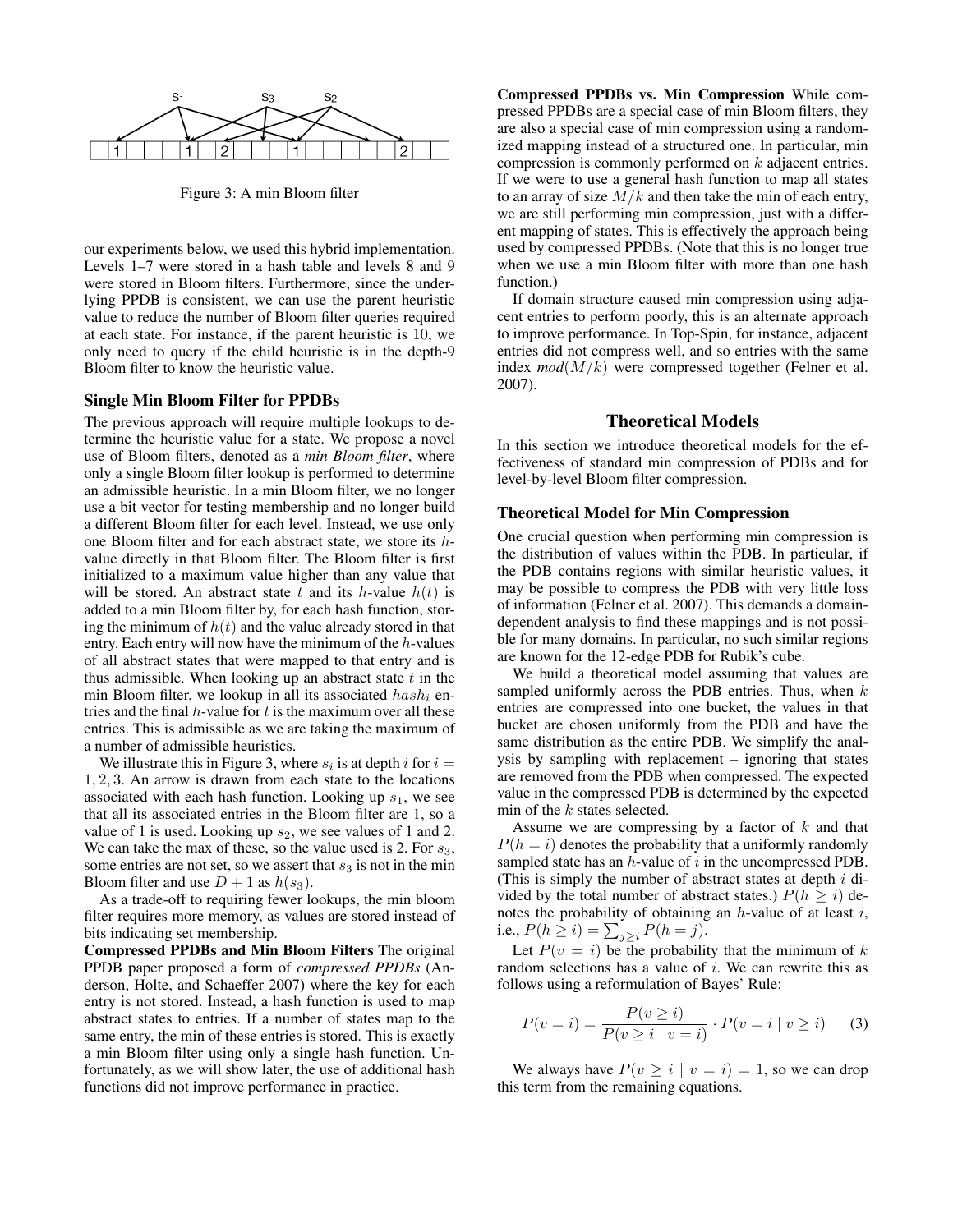Figure 3: A min Bloom filter

our experiments below, we used this hybrid implementation. Levels 1–7 were stored in a hash table and levels 8 and 9 were stored in Bloom filters. Furthermore, since the underlying PPDB is consistent, we can use the parent heuristic value to reduce the number of Bloom filter queries required at each state. For instance, if the parent heuristic is 10, we only need to query if the child heuristic is in the depth-9 Bloom filter to know the heuristic value.

### Single Min Bloom Filter for PPDBs

The previous approach will require multiple lookups to determine the heuristic value for a state. We propose a novel use of Bloom filters, denoted as a *min Bloom filter*, where only a single Bloom filter lookup is performed to determine an admissible heuristic. In a min Bloom filter, we no longer use a bit vector for testing membership and no longer build a different Bloom filter for each level. Instead, we use only one Bloom filter and for each abstract state, we store its $h$-value directly in that Bloom filter. The Bloom filter is first initialized to a maximum value higher than any value that will be stored. An abstract state $t$ and its $h$-value $h(t)$ is added to a min Bloom filter by, for each hash function, storing the minimum of $h(t)$ and the value already stored in that entry. Each entry will now have the minimum of the $h$-values of all abstract states that were mapped to that entry and is thus admissible. When looking up an abstract state $t$ in the min Bloom filter, we lookup in all its associated $hash_i$ entries and the final $h$-value for $t$ is the maximum over all these entries. This is admissible as we are taking the maximum of a number of admissible heuristics.

We illustrate this in Figure 3, where $s_i$ is at depth $i$ for $i = 1, 2, 3$. An arrow is drawn from each state to the locations associated with each hash function. Looking up $s_1$, we see that all its associated entries in the Bloom filter are 1, so a value of 1 is used. Looking up $s_2$, we see values of 1 and 2. We can take the max of these, so the value used is 2. For $s_3$, some entries are not set, so we assert that $s_3$ is not in the min Bloom filter and use $D + 1$ as $h(s_3)$.

As a trade-off to requiring fewer lookups, the min bloom filter requires more memory, as values are stored instead of bits indicating set membership.

**Compressed PPDBs and Min Bloom Filters** The original PPDB paper proposed a form of *compressed PPDBs* (Anderson, Holte, and Schaeffer 2007) where the key for each entry is not stored. Instead, a hash function is used to map abstract states to entries. If a number of states map to the same entry, the min of these entries is stored. This is exactly a min Bloom filter using only a single hash function. Unfortunately, as we will show later, the use of additional hash functions did not improve performance in practice.

**Compressed PPDBs vs. Min Compression** While compressed PPDBs are a special case of min Bloom filters, they are also a special case of min compression using a randomized mapping instead of a structured one. In particular, min compression is commonly performed on $k$ adjacent entries. If we were to use a general hash function to map all states to an array of size $M/k$ and then take the min of each entry, we are still performing min compression, just with a different mapping of states. This is effectively the approach being used by compressed PPDBs. (Note that this is no longer true when we use a min Bloom filter with more than one hash function.)

If domain structure caused min compression using adjacent entries to perform poorly, this is an alternate approach to improve performance. In Top-Spin, for instance, adjacent entries did not compress well, and so entries with the same index $mod(M/k)$ were compressed together (Felner et al. 2007).

## Theoretical Models

In this section we introduce theoretical models for the effectiveness of standard min compression of PDBs and for level-by-level Bloom filter compression.

### Theoretical Model for Min Compression

One crucial question when performing min compression is the distribution of values within the PDB. In particular, if the PDB contains regions with similar heuristic values, it may be possible to compress the PDB with very little loss of information (Felner et al. 2007). This demands a domain-dependent analysis to find these mappings and is not possible for many domains. In particular, no such similar regions are known for the 12-edge PDB for Rubik's cube.

We build a theoretical model assuming that values are sampled uniformly across the PDB entries. Thus, when $k$ entries are compressed into one bucket, the values in that bucket are chosen uniformly from the PDB and have the same distribution as the entire PDB. We simplify the analysis by sampling with replacement – ignoring that states are removed from the PDB when compressed. The expected value in the compressed PDB is determined by the expected min of the $k$ states selected.

Assume we are compressing by a factor of $k$ and that $P(h = i)$ denotes the probability that a uniformly randomly sampled state has an $h$-value of $i$ in the uncompressed PDB. (This is simply the number of abstract states at depth $i$ divided by the total number of abstract states.) $P(h \geq i)$ denotes the probability of obtaining an $h$-value of at least $i$, i.e., $P(h \geq i) = \sum_{j \geq i} P(h = j)$.

Let $P(v = i)$ be the probability that the minimum of $k$ random selections has a value of $i$. We can rewrite this as follows using a reformulation of Bayes' Rule:

$$P(v = i) = \frac{P(v \geq i)}{P(v \geq i \mid v = i)} \cdot P(v = i \mid v \geq i) \qquad (3)$$

We always have $P(v \geq i \mid v = i) = 1$, so we can drop this term from the remaining equations.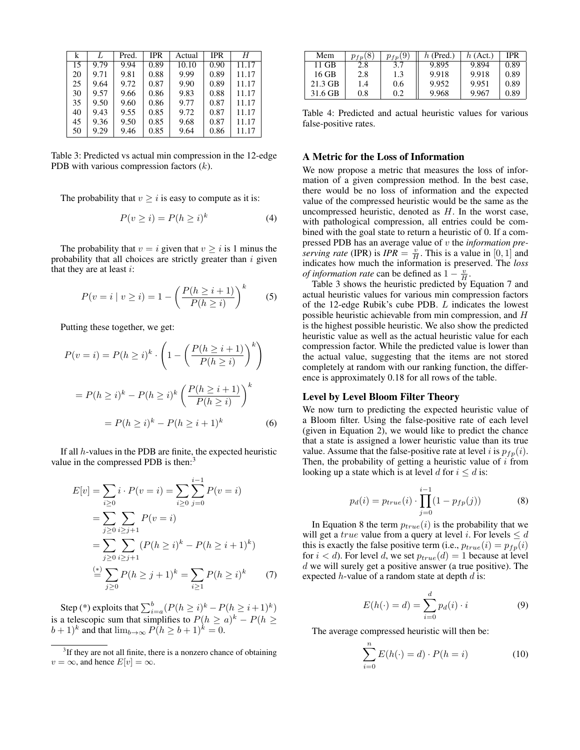| k | $L$ | Pred. | IPR | Actual | IPR | $H$ |
|---|---|---|---|---|---|---|
| 15 | 9.79 | 9.94 | 0.89 | 10.10 | 0.90 | 11.17 |
| 20 | 9.71 | 9.81 | 0.88 | 9.99 | 0.89 | 11.17 |
| 25 | 9.64 | 9.72 | 0.87 | 9.90 | 0.89 | 11.17 |
| 30 | 9.57 | 9.66 | 0.86 | 9.83 | 0.88 | 11.17 |
| 35 | 9.50 | 9.60 | 0.86 | 9.77 | 0.87 | 11.17 |
| 40 | 9.43 | 9.55 | 0.85 | 9.72 | 0.87 | 11.17 |
| 45 | 9.36 | 9.50 | 0.85 | 9.68 | 0.87 | 11.17 |
| 50 | 9.29 | 9.46 | 0.85 | 9.64 | 0.86 | 11.17 |

Table 3: Predicted vs actual min compression in the 12-edge PDB with various compression factors ($k$).

The probability that $v \geq i$ is easy to compute as it is:

$$P(v \geq i) = P(h \geq i)^k \tag{4}$$

The probability that $v = i$ given that $v \geq i$ is 1 minus the probability that all choices are strictly greater than $i$ given that they are at least $i$:

$$P(v = i \mid v \geq i) = 1 - \left(\frac{P(h \geq i+1)}{P(h \geq i)}\right)^k \tag{5}$$

Putting these together, we get:

$$\begin{aligned}
P(v = i) &= P(h \geq i)^k \cdot \left(1 - \left(\frac{P(h \geq i+1)}{P(h \geq i)}\right)^k\right) \\
&= P(h \geq i)^k - P(h \geq i)^k \left(\frac{P(h \geq i+1)}{P(h \geq i)}\right)^k \\
&= P(h \geq i)^k - P(h \geq i+1)^k
\end{aligned} \tag{6}$$

If all $h$-values in the PDB are finite, the expected heuristic value in the compressed PDB is then:[3]

$$\begin{aligned}
E[v] &= \sum_{i \geq 0} i \cdot P(v = i) = \sum_{i \geq 0} \sum_{j=0}^{i-1} P(v = i) \\
&= \sum_{j \geq 0} \sum_{i \geq j+1} P(v = i) \\
&= \sum_{j \geq 0} \sum_{i \geq j+1} (P(h \geq i)^k - P(h \geq i+1)^k) \\
&\overset{(*)}{=} \sum_{j \geq 0} P(h \geq j+1)^k = \sum_{i \geq 1} P(h \geq i)^k
\end{aligned} \tag{7}$$

Step (*) exploits that $\sum_{i=a}^{b}(P(h \geq i)^k - P(h \geq i+1)^k)$ is a telescopic sum that simplifies to $P(h \geq a)^k - P(h \geq b+1)^k$ and that $\lim_{b \to \infty} P(h \geq b+1)^k = 0$.

[3]If they are not all finite, there is a nonzero chance of obtaining $v = \infty$, and hence $E[v] = \infty$.

| Mem | $p_{fp}(8)$ | $p_{fp}(9)$ | $h$ (Pred.) | $h$ (Act.) | IPR |
|---|---|---|---|---|---|
| 11 GB | 2.8 | 3.7 | 9.895 | 9.894 | 0.89 |
| 16 GB | 2.8 | 1.3 | 9.918 | 9.918 | 0.89 |
| 21.3 GB | 1.4 | 0.6 | 9.952 | 9.951 | 0.89 |
| 31.6 GB | 0.8 | 0.2 | 9.968 | 9.967 | 0.89 |

Table 4: Predicted and actual heuristic values for various false-positive rates.

## A Metric for the Loss of Information

We now propose a metric that measures the loss of information of a given compression method. In the best case, there would be no loss of information and the expected value of the compressed heuristic would be the same as the uncompressed heuristic, denoted as $H$. In the worst case, with pathological compression, all entries could be combined with the goal state to return a heuristic of 0. If a compressed PDB has an average value of $v$ the *information preserving rate* (IPR) is *IPR* $= \frac{v}{H}$. This is a value in $[0, 1]$ and indicates how much the information is preserved. The *loss of information rate* can be defined as $1 - \frac{v}{H}$.

Table 3 shows the heuristic predicted by Equation 7 and actual heuristic values for various min compression factors of the 12-edge Rubik's cube PDB. $L$ indicates the lowest possible heuristic achievable from min compression, and $H$ is the highest possible heuristic. We also show the predicted heuristic value as well as the actual heuristic value for each compression factor. While the predicted value is lower than the actual value, suggesting that the items are not stored completely at random with our ranking function, the difference is approximately 0.18 for all rows of the table.

## Level by Level Bloom Filter Theory

We now turn to predicting the expected heuristic value of a Bloom filter. Using the false-positive rate of each level (given in Equation 2), we would like to predict the chance that a state is assigned a lower heuristic value than its true value. Assume that the false-positive rate at level $i$ is $p_{fp}(i)$. Then, the probability of getting a heuristic value of $i$ from looking up a state which is at level $d$ for $i \leq d$ is:

$$p_d(i) = p_{true}(i) \cdot \prod_{j=0}^{i-1}(1 - p_{fp}(j)) \tag{8}$$

In Equation 8 the term $p_{true}(i)$ is the probability that we will get a $true$ value from a query at level $i$. For levels $\leq d$ this is exactly the false positive term (i.e., $p_{true}(i) = p_{fp}(i)$ for $i < d$). For level $d$, we set $p_{true}(d) = 1$ because at level $d$ we will surely get a positive answer (a true positive). The expected $h$-value of a random state at depth $d$ is:

$$E(h(\cdot) = d) = \sum_{i=0}^{d} p_d(i) \cdot i \tag{9}$$

The average compressed heuristic will then be:

$$\sum_{i=0}^{n} E(h(\cdot) = d) \cdot P(h = i) \tag{10}$$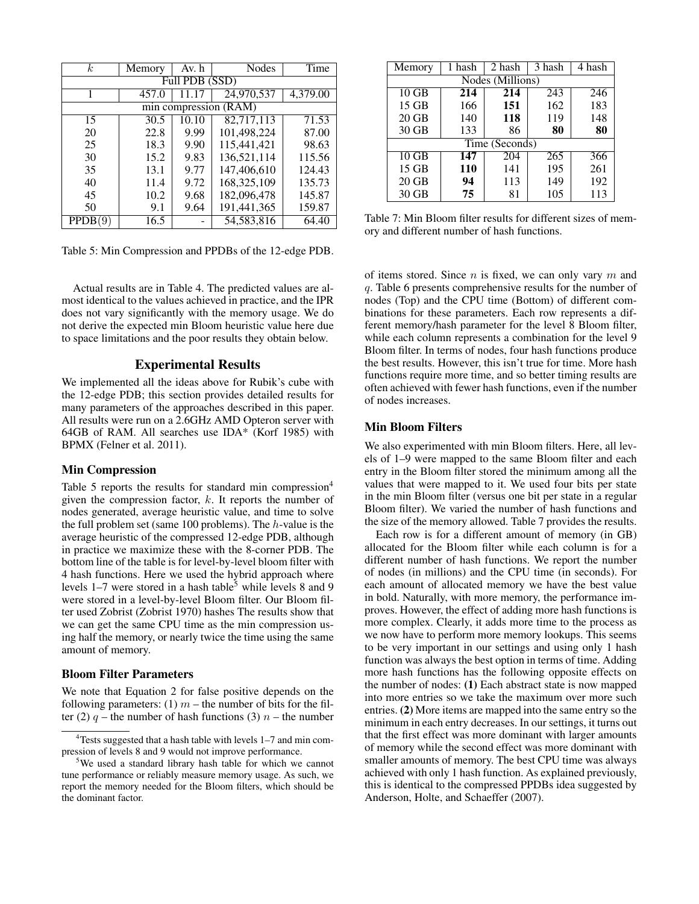| $k$ | Memory | Av. h | Nodes | Time |
|---|---|---|---|---|
| Full PDB (SSD) | | | | |
| 1 | 457.0 | 11.17 | 24,970,537 | 4,379.00 |
| min compression (RAM) | | | | |
| 15 | 30.5 | 10.10 | 82,717,113 | 71.53 |
| 20 | 22.8 | 9.99 | 101,498,224 | 87.00 |
| 25 | 18.3 | 9.90 | 115,441,421 | 98.63 |
| 30 | 15.2 | 9.83 | 136,521,114 | 115.56 |
| 35 | 13.1 | 9.77 | 147,406,610 | 124.43 |
| 40 | 11.4 | 9.72 | 168,325,109 | 135.73 |
| 45 | 10.2 | 9.68 | 182,096,478 | 145.87 |
| 50 | 9.1 | 9.64 | 191,441,365 | 159.87 |
| PPDB(9) | 16.5 | - | 54,583,816 | 64.40 |

Table 5: Min Compression and PPDBs of the 12-edge PDB.

Actual results are in Table 4. The predicted values are almost identical to the values achieved in practice, and the IPR does not vary significantly with the memory usage. We do not derive the expected min Bloom heuristic value here due to space limitations and the poor results they obtain below.

## Experimental Results

We implemented all the ideas above for Rubik's cube with the 12-edge PDB; this section provides detailed results for many parameters of the approaches described in this paper. All results were run on a 2.6GHz AMD Opteron server with 64GB of RAM. All searches use IDA* (Korf 1985) with BPMX (Felner et al. 2011).

### Min Compression

Table 5 reports the results for standard min compression[4] given the compression factor, $k$. It reports the number of nodes generated, average heuristic value, and time to solve the full problem set (same 100 problems). The $h$-value is the average heuristic of the compressed 12-edge PDB, although in practice we maximize these with the 8-corner PDB. The bottom line of the table is for level-by-level bloom filter with 4 hash functions. Here we used the hybrid approach where levels 1–7 were stored in a hash table[5] while levels 8 and 9 were stored in a level-by-level Bloom filter. Our Bloom filter used Zobrist (Zobrist 1970) hashes The results show that we can get the same CPU time as the min compression using half the memory, or nearly twice the time using the same amount of memory.

### Bloom Filter Parameters

We note that Equation 2 for false positive depends on the following parameters: (1) $m$ – the number of bits for the filter (2) $q$ – the number of hash functions (3) $n$ – the number of items stored. Since $n$ is fixed, we can only vary $m$ and $q$. Table 6 presents comprehensive results for the number of nodes (Top) and the CPU time (Bottom) of different combinations for these parameters. Each row represents a different memory/hash parameter for the level 8 Bloom filter, while each column represents a combination for the level 9 Bloom filter. In terms of nodes, four hash functions produce the best results. However, this isn't true for time. More hash functions require more time, and so better timing results are often achieved with fewer hash functions, even if the number of nodes increases.

[4] Tests suggested that a hash table with levels 1–7 and min compression of levels 8 and 9 would not improve performance.

[5] We used a standard library hash table for which we cannot tune performance or reliably measure memory usage. As such, we report the memory needed for the Bloom filters, which should be the dominant factor.

| Memory | 1 hash | 2 hash | 3 hash | 4 hash |
|---|---|---|---|---|
| Nodes (Millions) | | | | |
| 10 GB | **214** | **214** | 243 | 246 |
| 15 GB | 166 | **151** | 162 | 183 |
| 20 GB | 140 | **118** | 119 | 148 |
| 30 GB | 133 | 86 | **80** | **80** |
| Time (Seconds) | | | | |
| 10 GB | **147** | 204 | 265 | 366 |
| 15 GB | **110** | 141 | 195 | 261 |
| 20 GB | **94** | 113 | 149 | 192 |
| 30 GB | **75** | 81 | 105 | 113 |

Table 7: Min Bloom filter results for different sizes of memory and different number of hash functions.

### Min Bloom Filters

We also experimented with min Bloom filters. Here, all levels of 1–9 were mapped to the same Bloom filter and each entry in the Bloom filter stored the minimum among all the values that were mapped to it. We used four bits per state in the min Bloom filter (versus one bit per state in a regular Bloom filter). We varied the number of hash functions and the size of the memory allowed. Table 7 provides the results.

Each row is for a different amount of memory (in GB) allocated for the Bloom filter while each column is for a different number of hash functions. We report the number of nodes (in millions) and the CPU time (in seconds). For each amount of allocated memory we have the best value in bold. Naturally, with more memory, the performance improves. However, the effect of adding more hash functions is more complex. Clearly, it adds more time to the process as we now have to perform more memory lookups. This seems to be very important in our settings and using only 1 hash function was always the best option in terms of time. Adding more hash functions has the following opposite effects on the number of nodes: **(1)** Each abstract state is now mapped into more entries so we take the maximum over more such entries. **(2)** More items are mapped into the same entry so the minimum in each entry decreases. In our settings, it turns out that the first effect was more dominant with larger amounts of memory while the second effect was more dominant with smaller amounts of memory. The best CPU time was always achieved with only 1 hash function. As explained previously, this is identical to the compressed PPDBs idea suggested by Anderson, Holte, and Schaeffer (2007).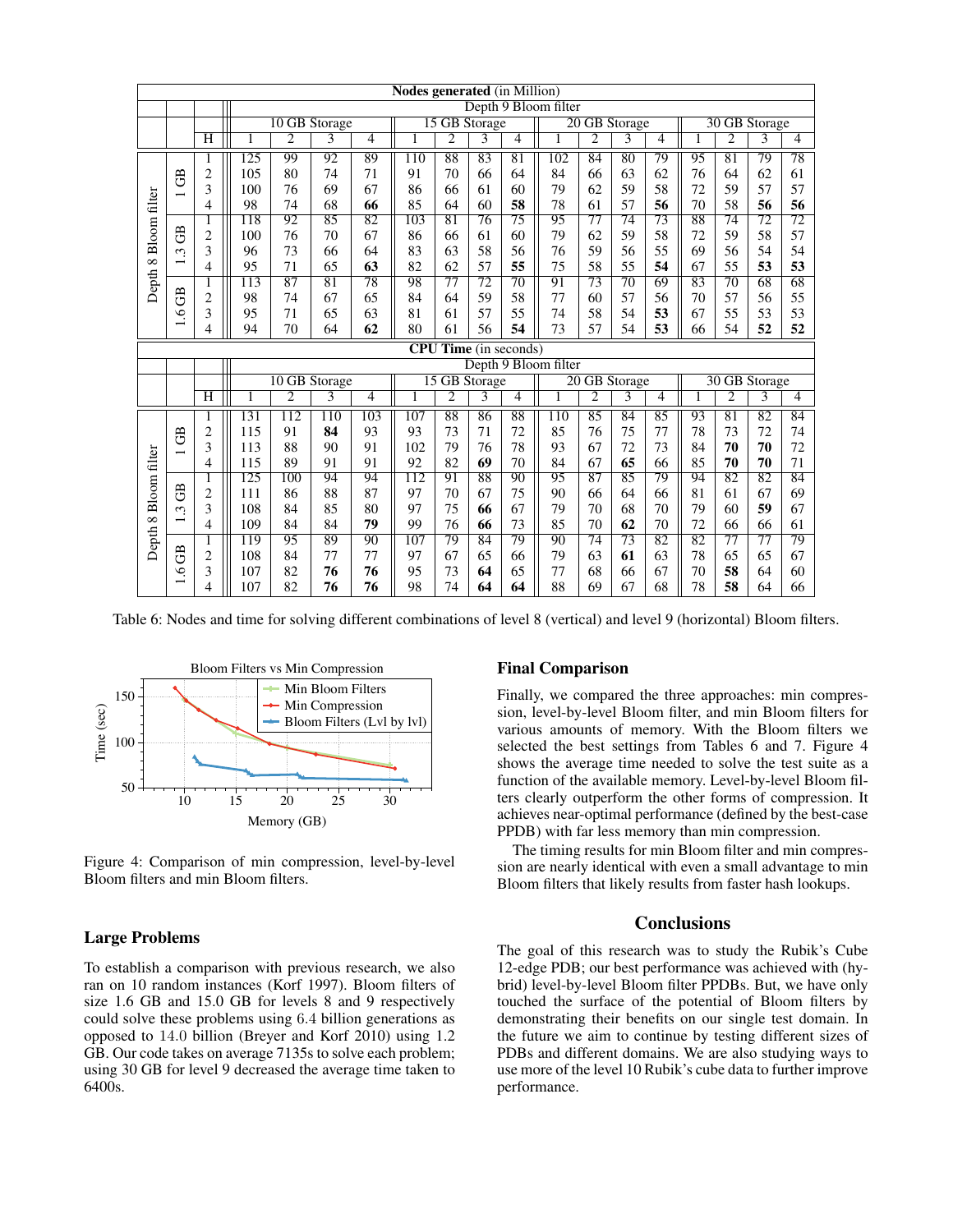| | | | **Nodes generated** (in Million) | | | | | | | | | | | | | | | |
|---|---|---|---|---|---|---|---|---|---|---|---|---|---|---|---|---|---|---|
| | | | Depth 9 Bloom filter | | | | | | | | | | | | | | | |
| | | | 10 GB Storage | | | | 15 GB Storage | | | | 20 GB Storage | | | | 30 GB Storage | | | |
| | | H | 1 | 2 | 3 | 4 | 1 | 2 | 3 | 4 | 1 | 2 | 3 | 4 | 1 | 2 | 3 | 4 |
| Depth 8 Bloom filter | 1 GB | 1 | 125 | 99 | 92 | 89 | 110 | 88 | 83 | 81 | 102 | 84 | 80 | 79 | 95 | 81 | 79 | 78 |
| | | 2 | 105 | 80 | 74 | 71 | 91 | 70 | 66 | 64 | 84 | 66 | 63 | 62 | 76 | 64 | 62 | 61 |
| | | 3 | 100 | 76 | 69 | 67 | 86 | 66 | 61 | 60 | 79 | 62 | 59 | 58 | 72 | 59 | 57 | 57 |
| | | 4 | 98 | 74 | 68 | **66** | 85 | 64 | 60 | **58** | 78 | 61 | 57 | **56** | 70 | 58 | **56** | **56** |
| | 1.3 GB | 1 | 118 | 92 | 85 | 82 | 103 | 81 | 76 | 75 | 95 | 77 | 74 | 73 | 88 | 74 | 72 | 72 |
| | | 2 | 100 | 76 | 70 | 67 | 86 | 66 | 61 | 60 | 79 | 62 | 59 | 58 | 72 | 59 | 58 | 57 |
| | | 3 | 96 | 73 | 66 | 64 | 83 | 63 | 58 | 56 | 76 | 59 | 56 | 55 | 69 | 56 | 54 | 54 |
| | | 4 | 95 | 71 | 65 | **63** | 82 | 62 | 57 | **55** | 75 | 58 | 55 | **54** | 67 | 55 | **53** | **53** |
| | 1.6 GB | 1 | 113 | 87 | 81 | 78 | 98 | 77 | 72 | 70 | 91 | 73 | 70 | 69 | 83 | 70 | 68 | 68 |
| | | 2 | 98 | 74 | 67 | 65 | 84 | 64 | 59 | 58 | 77 | 60 | 57 | 56 | 70 | 57 | 56 | 55 |
| | | 3 | 95 | 71 | 65 | 63 | 81 | 61 | 57 | 55 | 74 | 58 | 54 | **53** | 67 | 55 | 53 | 53 |
| | | 4 | 94 | 70 | 64 | **62** | 80 | 61 | 56 | **54** | 73 | 57 | 54 | **53** | 66 | 54 | **52** | **52** |
| | | | **CPU Time** (in seconds) | | | | | | | | | | | | | | | |
| | | | Depth 9 Bloom filter | | | | | | | | | | | | | | | |
| | | | 10 GB Storage | | | | 15 GB Storage | | | | 20 GB Storage | | | | 30 GB Storage | | | |
| | | H | 1 | 2 | 3 | 4 | 1 | 2 | 3 | 4 | 1 | 2 | 3 | 4 | 1 | 2 | 3 | 4 |
| Depth 8 Bloom filter | 1 GB | 1 | 131 | 112 | 110 | 103 | 107 | 88 | 86 | 88 | 110 | 85 | 84 | 85 | 93 | 81 | 82 | 84 |
| | | 2 | 115 | 91 | **84** | 93 | 93 | 73 | 71 | 72 | 85 | 76 | 75 | 77 | 78 | 73 | 72 | 74 |
| | | 3 | 113 | 88 | 90 | 91 | 102 | 79 | 76 | 78 | 93 | 67 | 72 | 73 | 84 | **70** | **70** | 72 |
| | | 4 | 115 | 89 | 91 | 91 | 92 | 82 | **69** | 70 | 84 | 67 | **65** | 66 | 85 | **70** | **70** | 71 |
| | 1.3 GB | 1 | 125 | 100 | 94 | 94 | 112 | 91 | 88 | 90 | 95 | 87 | 85 | 79 | 94 | 82 | 82 | 84 |
| | | 2 | 111 | 86 | 88 | 87 | 97 | 70 | 67 | 75 | 90 | 66 | 64 | 66 | 81 | 61 | 67 | 69 |
| | | 3 | 108 | 84 | 85 | 80 | 97 | 75 | **66** | 67 | 79 | 70 | 68 | 70 | 79 | 60 | **59** | 67 |
| | | 4 | 109 | 84 | 84 | **79** | 99 | 76 | **66** | 73 | 85 | 70 | **62** | 70 | 72 | 66 | 66 | 61 |
| | 1.6 GB | 1 | 119 | 95 | 89 | 90 | 107 | 79 | 84 | 79 | 90 | 74 | 73 | 82 | 82 | 77 | 77 | 79 |
| | | 2 | 108 | 84 | 77 | 77 | 97 | 67 | 65 | 66 | 79 | 63 | **61** | 63 | 78 | 65 | 65 | 67 |
| | | 3 | 107 | 82 | **76** | **76** | 95 | 73 | **64** | 65 | 77 | 68 | 66 | 67 | 70 | **58** | 64 | 60 |
| | | 4 | 107 | 82 | **76** | **76** | 98 | 74 | **64** | **64** | 88 | 69 | 67 | 68 | 78 | **58** | 64 | 66 |

Table 6: Nodes and time for solving different combinations of level 8 (vertical) and level 9 (horizontal) Bloom filters.

Figure 4: Comparison of min compression, level-by-level Bloom filters and min Bloom filters.

## Large Problems

To establish a comparison with previous research, we also ran on 10 random instances (Korf 1997). Bloom filters of size 1.6 GB and 15.0 GB for levels 8 and 9 respectively could solve these problems using 6.4 billion generations as opposed to 14.0 billion (Breyer and Korf 2010) using 1.2 GB. Our code takes on average 7135s to solve each problem; using 30 GB for level 9 decreased the average time taken to 6400s.

## Final Comparison

Finally, we compared the three approaches: min compression, level-by-level Bloom filter, and min Bloom filters for various amounts of memory. With the Bloom filters we selected the best settings from Tables 6 and 7. Figure 4 shows the average time needed to solve the test suite as a function of the available memory. Level-by-level Bloom filters clearly outperform the other forms of compression. It achieves near-optimal performance (defined by the best-case PPDB) with far less memory than min compression.

The timing results for min Bloom filter and min compression are nearly identical with even a small advantage to min Bloom filters that likely results from faster hash lookups.

## Conclusions

The goal of this research was to study the Rubik's Cube 12-edge PDB; our best performance was achieved with (hybrid) level-by-level Bloom filter PPDBs. But, we have only touched the surface of the potential of Bloom filters by demonstrating their benefits on our single test domain. In the future we aim to continue by testing different sizes of PDBs and different domains. We are also studying ways to use more of the level 10 Rubik's cube data to further improve performance.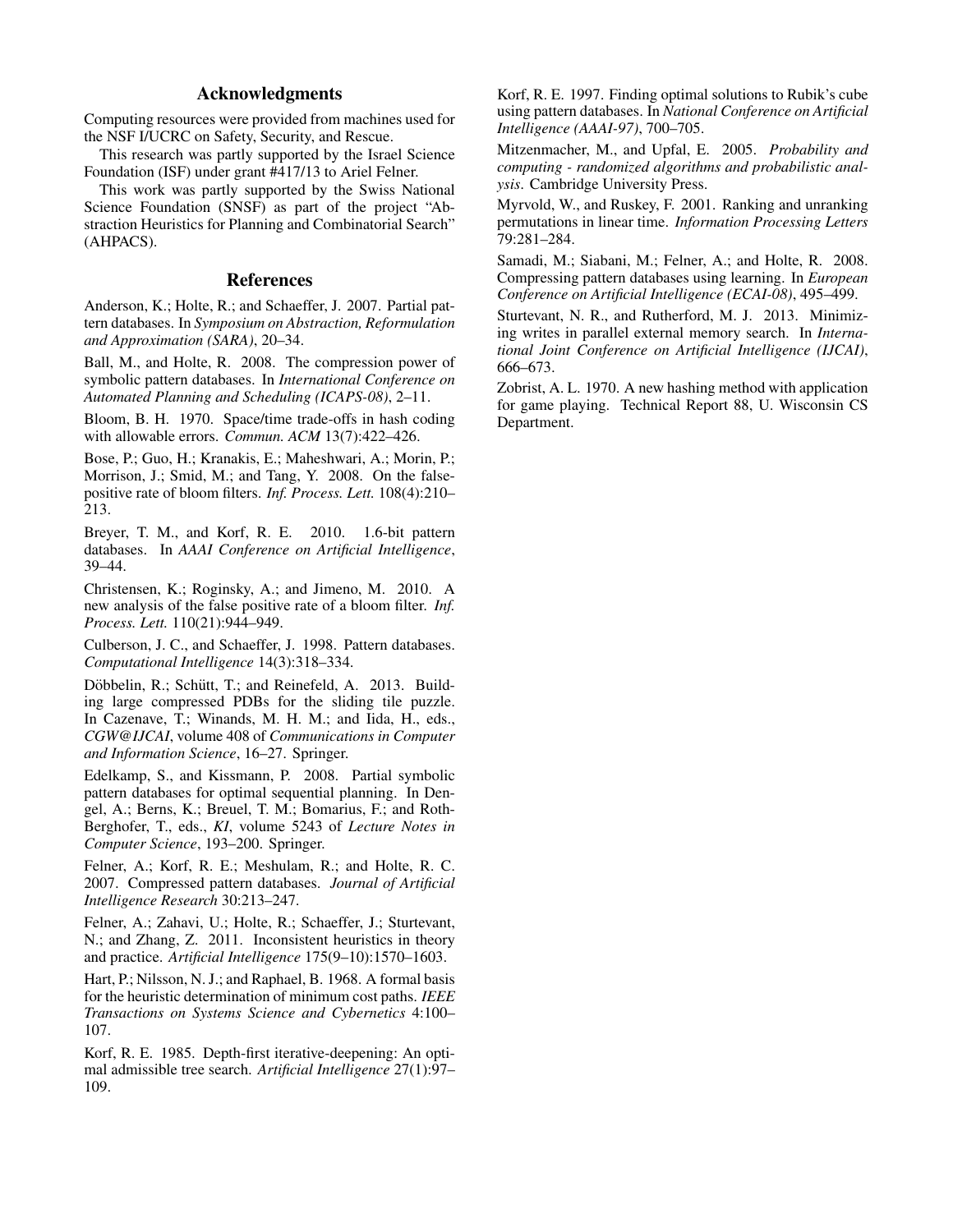## Acknowledgments

Computing resources were provided from machines used for the NSF I/UCRC on Safety, Security, and Rescue.

This research was partly supported by the Israel Science Foundation (ISF) under grant #417/13 to Ariel Felner.

This work was partly supported by the Swiss National Science Foundation (SNSF) as part of the project "Abstraction Heuristics for Planning and Combinatorial Search" (AHPACS).

## References

Anderson, K.; Holte, R.; and Schaeffer, J. 2007. Partial pattern databases. In *Symposium on Abstraction, Reformulation and Approximation (SARA)*, 20–34.

Ball, M., and Holte, R. 2008. The compression power of symbolic pattern databases. In *International Conference on Automated Planning and Scheduling (ICAPS-08)*, 2–11.

Bloom, B. H. 1970. Space/time trade-offs in hash coding with allowable errors. *Commun. ACM* 13(7):422–426.

Bose, P.; Guo, H.; Kranakis, E.; Maheshwari, A.; Morin, P.; Morrison, J.; Smid, M.; and Tang, Y. 2008. On the false-positive rate of bloom filters. *Inf. Process. Lett.* 108(4):210–213.

Breyer, T. M., and Korf, R. E. 2010. 1.6-bit pattern databases. In *AAAI Conference on Artificial Intelligence*, 39–44.

Christensen, K.; Roginsky, A.; and Jimeno, M. 2010. A new analysis of the false positive rate of a bloom filter. *Inf. Process. Lett.* 110(21):944–949.

Culberson, J. C., and Schaeffer, J. 1998. Pattern databases. *Computational Intelligence* 14(3):318–334.

Döbbelin, R.; Schütt, T.; and Reinefeld, A. 2013. Building large compressed PDBs for the sliding tile puzzle. In Cazenave, T.; Winands, M. H. M.; and Iida, H., eds., *CGW@IJCAI*, volume 408 of *Communications in Computer and Information Science*, 16–27. Springer.

Edelkamp, S., and Kissmann, P. 2008. Partial symbolic pattern databases for optimal sequential planning. In Dengel, A.; Berns, K.; Breuel, T. M.; Bomarius, F.; and Roth-Berghofer, T., eds., *KI*, volume 5243 of *Lecture Notes in Computer Science*, 193–200. Springer.

Felner, A.; Korf, R. E.; Meshulam, R.; and Holte, R. C. 2007. Compressed pattern databases. *Journal of Artificial Intelligence Research* 30:213–247.

Felner, A.; Zahavi, U.; Holte, R.; Schaeffer, J.; Sturtevant, N.; and Zhang, Z. 2011. Inconsistent heuristics in theory and practice. *Artificial Intelligence* 175(9–10):1570–1603.

Hart, P.; Nilsson, N. J.; and Raphael, B. 1968. A formal basis for the heuristic determination of minimum cost paths. *IEEE Transactions on Systems Science and Cybernetics* 4:100–107.

Korf, R. E. 1985. Depth-first iterative-deepening: An optimal admissible tree search. *Artificial Intelligence* 27(1):97–109.

Korf, R. E. 1997. Finding optimal solutions to Rubik's cube using pattern databases. In *National Conference on Artificial Intelligence (AAAI-97)*, 700–705.

Mitzenmacher, M., and Upfal, E. 2005. *Probability and computing - randomized algorithms and probabilistic analysis*. Cambridge University Press.

Myrvold, W., and Ruskey, F. 2001. Ranking and unranking permutations in linear time. *Information Processing Letters* 79:281–284.

Samadi, M.; Siabani, M.; Felner, A.; and Holte, R. 2008. Compressing pattern databases using learning. In *European Conference on Artificial Intelligence (ECAI-08)*, 495–499.

Sturtevant, N. R., and Rutherford, M. J. 2013. Minimizing writes in parallel external memory search. In *International Joint Conference on Artificial Intelligence (IJCAI)*, 666–673.

Zobrist, A. L. 1970. A new hashing method with application for game playing. Technical Report 88, U. Wisconsin CS Department.